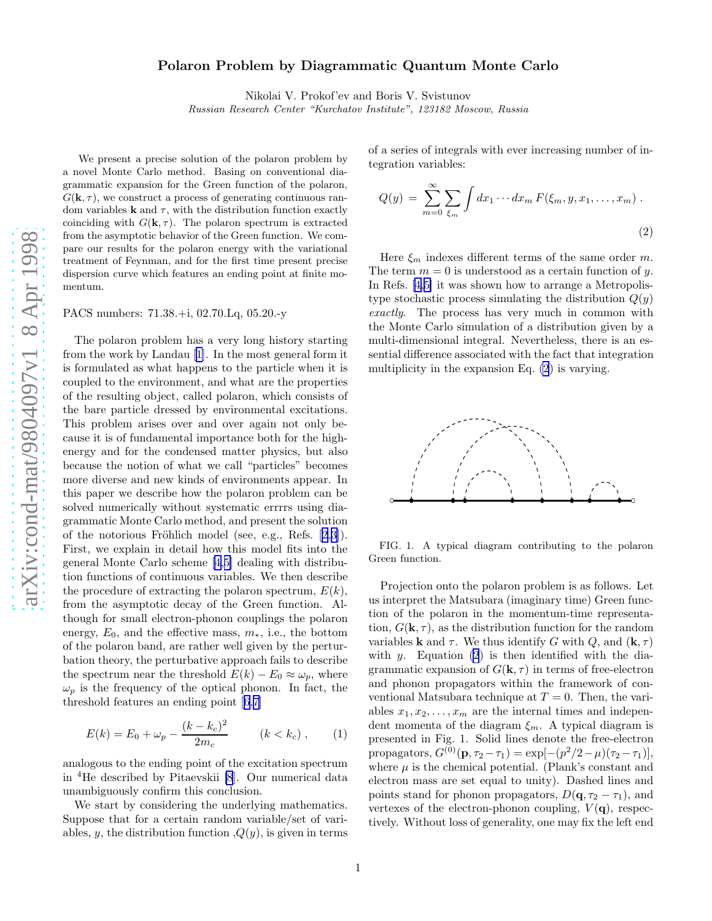# Polaron Problem by Diagrammatic Quantum Monte Carlo

Nikolai V. Prokof'ev and Boris V. Svistunov

*Russian Research Center "Kurchatov Institute", 123182 Moscow, Russia*

We present a precise solution of the polaron problem by a novel Monte Carlo method. Basing on conventional diagrammatic expansion for the Green function of the polaron, $G(\mathbf{k}, \tau)$, we construct a process of generating continuous random variables $\mathbf{k}$ and $\tau$, with the distribution function exactly coinciding with $G(\mathbf{k}, \tau)$. The polaron spectrum is extracted from the asymptotic behavior of the Green function. We compare our results for the polaron energy with the variational treatment of Feynman, and for the first time present precise dispersion curve which features an ending point at finite momentum.

PACS numbers: 71.38.+i, 02.70.Lq, 05.20.-y

The polaron problem has a very long history starting from the work by Landau [1]. In the most general form it is formulated as what happens to the particle when it is coupled to the environment, and what are the properties of the resulting object, called polaron, which consists of the bare particle dressed by environmental excitations. This problem arises over and over again not only because it is of fundamental importance both for the high-energy and for the condensed matter physics, but also because the notion of what we call "particles" becomes more diverse and new kinds of environments appear. In this paper we describe how the polaron problem can be solved numerically without systematic errrrs using diagrammatic Monte Carlo method, and present the solution of the notorious Fröhlich model (see, e.g., Refs. [2,3]). First, we explain in detail how this model fits into the general Monte Carlo scheme [4,5] dealing with distribution functions of continuous variables. We then describe the procedure of extracting the polaron spectrum, $E(k)$, from the asymptotic decay of the Green function. Although for small electron-phonon couplings the polaron energy, $E_0$, and the effective mass, $m_*$, i.e., the bottom of the polaron band, are rather well given by the perturbation theory, the perturbative approach fails to describe the spectrum near the threshold $E(k) - E_0 \approx \omega_p$, where $\omega_p$ is the frequency of the optical phonon. In fact, the threshold features an ending point [6,7]

$$E(k) = E_0 + \omega_p - \frac{(k - k_c)^2}{2m_c} \qquad (k < k_c) \; , \tag{1}$$

analogous to the ending point of the excitation spectrum in $^4$He described by Pitaevskii [8]. Our numerical data unambiguously confirm this conclusion.

We start by considering the underlying mathematics. Suppose that for a certain random variable/set of variables, $y$, the distribution function ,$Q(y)$, is given in terms of a series of integrals with ever increasing number of integration variables:

$$Q(y) \; = \; \sum_{m=0}^{\infty} \sum_{\xi_m} \int dx_1 \cdots dx_m \, F(\xi_m, y, x_1, \ldots, x_m) \; . \tag{2}$$

Here $\xi_m$ indexes different terms of the same order $m$. The term $m = 0$ is understood as a certain function of $y$. In Refs. [4,5] it was shown how to arrange a Metropolis-type stochastic process simulating the distribution $Q(y)$ *exactly*. The process has very much in common with the Monte Carlo simulation of a distribution given by a multi-dimensional integral. Nevertheless, there is an essential difference associated with the fact that integration multiplicity in the expansion Eq. (2) is varying.

FIG. 1. A typical diagram contributing to the polaron Green function.

Projection onto the polaron problem is as follows. Let us interpret the Matsubara (imaginary time) Green function of the polaron in the momentum-time representation, $G(\mathbf{k}, \tau)$, as the distribution function for the random variables $\mathbf{k}$ and $\tau$. We thus identify $G$ with $Q$, and $(\mathbf{k}, \tau)$ with $y$. Equation (2) is then identified with the diagrammatic expansion of $G(\mathbf{k}, \tau)$ in terms of free-electron and phonon propagators within the framework of conventional Matsubara technique at $T = 0$. Then, the variables $x_1, x_2, \ldots, x_m$ are the internal times and independent momenta of the diagram $\xi_m$. A typical diagram is presented in Fig. 1. Solid lines denote the free-electron propagators, $G^{(0)}(\mathbf{p}, \tau_2 - \tau_1) = \exp[-(p^2/2 - \mu)(\tau_2 - \tau_1)]$, where $\mu$ is the chemical potential. (Plank's constant and electron mass are set equal to unity). Dashed lines and points stand for phonon propagators, $D(\mathbf{q}, \tau_2 - \tau_1)$, and vertexes of the electron-phonon coupling, $V(\mathbf{q})$, respectively. Without loss of generality, one may fix the left end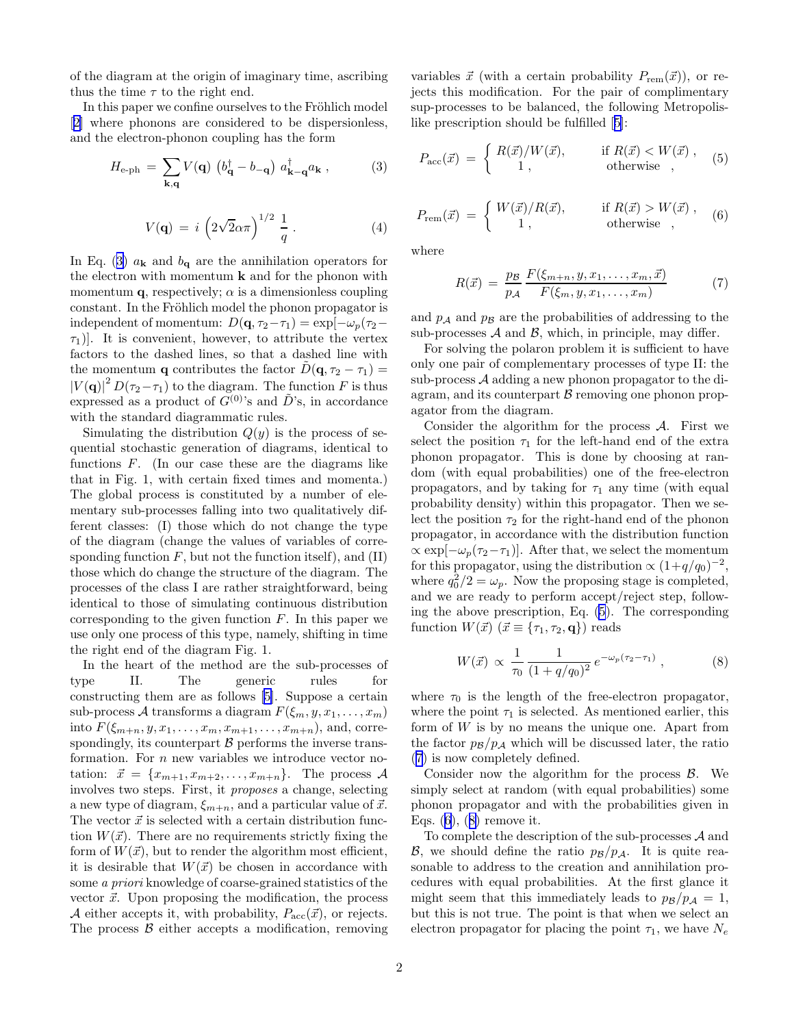of the diagram at the origin of imaginary time, ascribing thus the time $\tau$ to the right end.

In this paper we confine ourselves to the Fröhlich model [2] where phonons are considered to be dispersionless, and the electron-phonon coupling has the form

$$H_{\text{e-ph}} = \sum_{\mathbf{k},\mathbf{q}} V(\mathbf{q}) \left(b^{\dagger}_{\mathbf{q}} - b_{-\mathbf{q}}\right) a^{\dagger}_{\mathbf{k}-\mathbf{q}} a_{\mathbf{k}} , \tag{3}$$

$$V(\mathbf{q}) = i \left(2\sqrt{2}\alpha\pi\right)^{1/2} \frac{1}{q} . \tag{4}$$

In Eq. (3) $a_{\mathbf{k}}$ and $b_{\mathbf{q}}$ are the annihilation operators for the electron with momentum $\mathbf{k}$ and for the phonon with momentum $\mathbf{q}$, respectively; $\alpha$ is a dimensionless coupling constant. In the Fröhlich model the phonon propagator is independent of momentum: $D(\mathbf{q}, \tau_2 - \tau_1) = \exp[-\omega_p(\tau_2 - \tau_1)]$. It is convenient, however, to attribute the vertex factors to the dashed lines, so that a dashed line with the momentum $\mathbf{q}$ contributes the factor $\tilde{D}(\mathbf{q}, \tau_2 - \tau_1) = |V(\mathbf{q})|^2 D(\tau_2 - \tau_1)$ to the diagram. The function $F$ is thus expressed as a product of $G^{(0)}$'s and $\tilde{D}$'s, in accordance with the standard diagrammatic rules.

Simulating the distribution $Q(y)$ is the process of sequential stochastic generation of diagrams, identical to functions $F$. (In our case these are the diagrams like that in Fig. 1, with certain fixed times and momenta.) The global process is constituted by a number of elementary sub-processes falling into two qualitatively different classes: (I) those which do not change the type of the diagram (change the values of variables of corresponding function $F$, but not the function itself), and (II) those which do change the structure of the diagram. The processes of the class I are rather straightforward, being identical to those of simulating continuous distribution corresponding to the given function $F$. In this paper we use only one process of this type, namely, shifting in time the right end of the diagram Fig. 1.

In the heart of the method are the sub-processes of type II. The generic rules for constructing them are as follows [5]. Suppose a certain sub-process $\mathcal{A}$ transforms a diagram $F(\xi_m, y, x_1, \ldots, x_m)$ into $F(\xi_{m+n}, y, x_1, \ldots, x_m, x_{m+1}, \ldots, x_{m+n})$, and, correspondingly, its counterpart $\mathcal{B}$ performs the inverse transformation. For $n$ new variables we introduce vector notation: $\vec{x} = \{x_{m+1}, x_{m+2}, \ldots, x_{m+n}\}$. The process $\mathcal{A}$ involves two steps. First, it *proposes* a change, selecting a new type of diagram, $\xi_{m+n}$, and a particular value of $\vec{x}$. The vector $\vec{x}$ is selected with a certain distribution function $W(\vec{x})$. There are no requirements strictly fixing the form of $W(\vec{x})$, but to render the algorithm most efficient, it is desirable that $W(\vec{x})$ be chosen in accordance with some *a priori* knowledge of coarse-grained statistics of the vector $\vec{x}$. Upon proposing the modification, the process $\mathcal{A}$ either accepts it, with probability, $P_{\text{acc}}(\vec{x})$, or rejects. The process $\mathcal{B}$ either accepts a modification, removing variables $\vec{x}$ (with a certain probability $P_{\text{rem}}(\vec{x})$), or rejects this modification. For the pair of complimentary sup-processes to be balanced, the following Metropolis-like prescription should be fulfilled [5]:

$$P_{\text{acc}}(\vec{x}) = \begin{cases} R(\vec{x})/W(\vec{x}), & \text{if } R(\vec{x}) < W(\vec{x}) , \\ 1 , & \text{otherwise} \end{cases} , \tag{5}$$

$$P_{\text{rem}}(\vec{x}) = \begin{cases} W(\vec{x})/R(\vec{x}), & \text{if } R(\vec{x}) > W(\vec{x}) , \\ 1 , & \text{otherwise} \end{cases} , \tag{6}$$

where

$$R(\vec{x}) = \frac{p_{\mathcal{B}}}{p_{\mathcal{A}}} \frac{F(\xi_{m+n}, y, x_1, \ldots, x_m, \vec{x})}{F(\xi_m, y, x_1, \ldots, x_m)} \tag{7}$$

and $p_{\mathcal{A}}$ and $p_{\mathcal{B}}$ are the probabilities of addressing to the sub-processes $\mathcal{A}$ and $\mathcal{B}$, which, in principle, may differ.

For solving the polaron problem it is sufficient to have only one pair of complementary processes of type II: the sub-process $\mathcal{A}$ adding a new phonon propagator to the diagram, and its counterpart $\mathcal{B}$ removing one phonon propagator from the diagram.

Consider the algorithm for the process $\mathcal{A}$. First we select the position $\tau_1$ for the left-hand end of the extra phonon propagator. This is done by choosing at random (with equal probabilities) one of the free-electron propagators, and by taking for $\tau_1$ any time (with equal probability density) within this propagator. Then we select the position $\tau_2$ for the right-hand end of the phonon propagator, in accordance with the distribution function $\propto \exp[-\omega_p(\tau_2 - \tau_1)]$. After that, we select the momentum for this propagator, using the distribution $\propto (1 + q/q_0)^{-2}$, where $q_0^2/2 = \omega_p$. Now the proposing stage is completed, and we are ready to perform accept/reject step, following the above prescription, Eq. (5). The corresponding function $W(\vec{x})$ ($\vec{x} \equiv \{\tau_1, \tau_2, \mathbf{q}\}$) reads

$$W(\vec{x}) \propto \frac{1}{\tau_0} \frac{1}{(1 + q/q_0)^2} e^{-\omega_p(\tau_2 - \tau_1)} , \tag{8}$$

where $\tau_0$ is the length of the free-electron propagator, where the point $\tau_1$ is selected. As mentioned earlier, this form of $W$ is by no means the unique one. Apart from the factor $p_{\mathcal{B}}/p_{\mathcal{A}}$ which will be discussed later, the ratio (7) is now completely defined.

Consider now the algorithm for the process $\mathcal{B}$. We simply select at random (with equal probabilities) some phonon propagator and with the probabilities given in Eqs. (6), (8) remove it.

To complete the description of the sub-processes $\mathcal{A}$ and $\mathcal{B}$, we should define the ratio $p_{\mathcal{B}}/p_{\mathcal{A}}$. It is quite reasonable to address to the creation and annihilation procedures with equal probabilities. At the first glance it might seem that this immediately leads to $p_{\mathcal{B}}/p_{\mathcal{A}} = 1$, but this is not true. The point is that when we select an electron propagator for placing the point $\tau_1$, we have $N_e$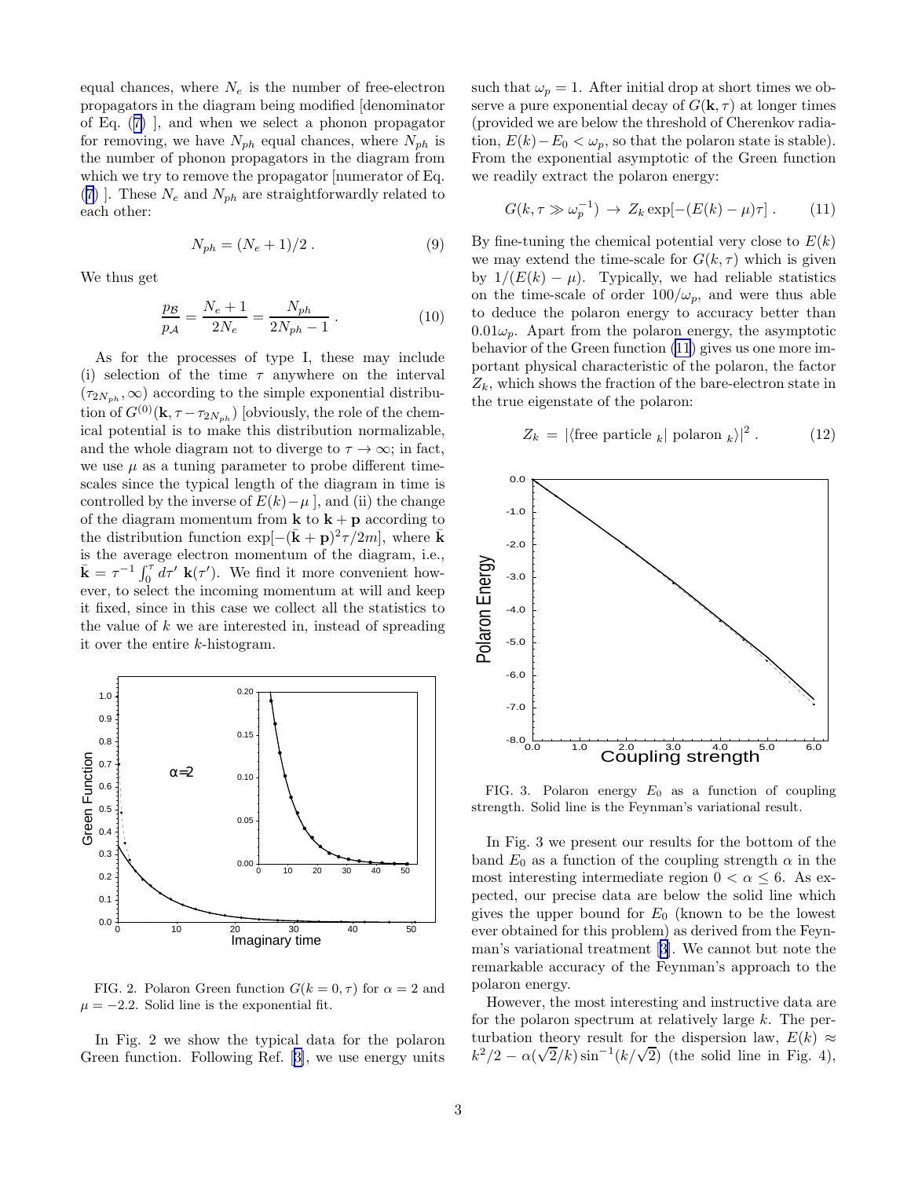equal chances, where $N_e$ is the number of free-electron propagators in the diagram being modified [denominator of Eq. (7) ], and when we select a phonon propagator for removing, we have $N_{ph}$ equal chances, where $N_{ph}$ is the number of phonon propagators in the diagram from which we try to remove the propagator [numerator of Eq. (7) ]. These $N_e$ and $N_{ph}$ are straightforwardly related to each other:

$$N_{ph} = (N_e + 1)/2 \,. \tag{9}$$

We thus get

$$\frac{p_{\mathcal{B}}}{p_{\mathcal{A}}} = \frac{N_e + 1}{2N_e} = \frac{N_{ph}}{2N_{ph} - 1} \,. \tag{10}$$

As for the processes of type I, these may include (i) selection of the time $\tau$ anywhere on the interval $(\tau_{2N_{ph}}, \infty)$ according to the simple exponential distribution of $G^{(0)}(\mathbf{k}, \tau - \tau_{2N_{ph}})$ [obviously, the role of the chemical potential is to make this distribution normalizable, and the whole diagram not to diverge to $\tau \to \infty$; in fact, we use $\mu$ as a tuning parameter to probe different time-scales since the typical length of the diagram in time is controlled by the inverse of $E(k) - \mu$ ], and (ii) the change of the diagram momentum from $\mathbf{k}$ to $\mathbf{k} + \mathbf{p}$ according to the distribution function $\exp[-(\bar{\mathbf{k}} + \mathbf{p})^2 \tau / 2m]$, where $\bar{\mathbf{k}}$ is the average electron momentum of the diagram, i.e., $\bar{\mathbf{k}} = \tau^{-1} \int_0^\tau d\tau' \, \mathbf{k}(\tau')$. We find it more convenient however, to select the incoming momentum at will and keep it fixed, since in this case we collect all the statistics to the value of $k$ we are interested in, instead of spreading it over the entire $k$-histogram.

FIG. 2. Polaron Green function $G(k = 0, \tau)$ for $\alpha = 2$ and $\mu = -2.2$. Solid line is the exponential fit.

In Fig. 2 we show the typical data for the polaron Green function. Following Ref. [3], we use energy units such that $\omega_p = 1$. After initial drop at short times we observe a pure exponential decay of $G(\mathbf{k}, \tau)$ at longer times (provided we are below the threshold of Cherenkov radiation, $E(k) - E_0 < \omega_p$, so that the polaron state is stable). From the exponential asymptotic of the Green function we readily extract the polaron energy:

$$G(k, \tau \gg \omega_p^{-1}) \to Z_k \exp[-(E(k) - \mu)\tau] \,. \tag{11}$$

By fine-tuning the chemical potential very close to $E(k)$ we may extend the time-scale for $G(k, \tau)$ which is given by $1/(E(k) - \mu)$. Typically, we had reliable statistics on the time-scale of order $100/\omega_p$, and were thus able to deduce the polaron energy to accuracy better than $0.01\omega_p$. Apart from the polaron energy, the asymptotic behavior of the Green function (11) gives us one more important physical characteristic of the polaron, the factor $Z_k$, which shows the fraction of the bare-electron state in the true eigenstate of the polaron:

$$Z_k = |\langle \text{free particle}_{\,k} | \text{ polaron}_{\,k} \rangle|^2 \,. \tag{12}$$

FIG. 3. Polaron energy $E_0$ as a function of coupling strength. Solid line is the Feynman's variational result.

In Fig. 3 we present our results for the bottom of the band $E_0$ as a function of the coupling strength $\alpha$ in the most interesting intermediate region $0 < \alpha \leq 6$. As expected, our precise data are below the solid line which gives the upper bound for $E_0$ (known to be the lowest ever obtained for this problem) as derived from the Feynman's variational treatment [3]. We cannot but note the remarkable accuracy of the Feynman's approach to the polaron energy.

However, the most interesting and instructive data are for the polaron spectrum at relatively large $k$. The perturbation theory result for the dispersion law, $E(k) \approx k^2/2 - \alpha(\sqrt{2}/k)\sin^{-1}(k/\sqrt{2})$ (the solid line in Fig. 4),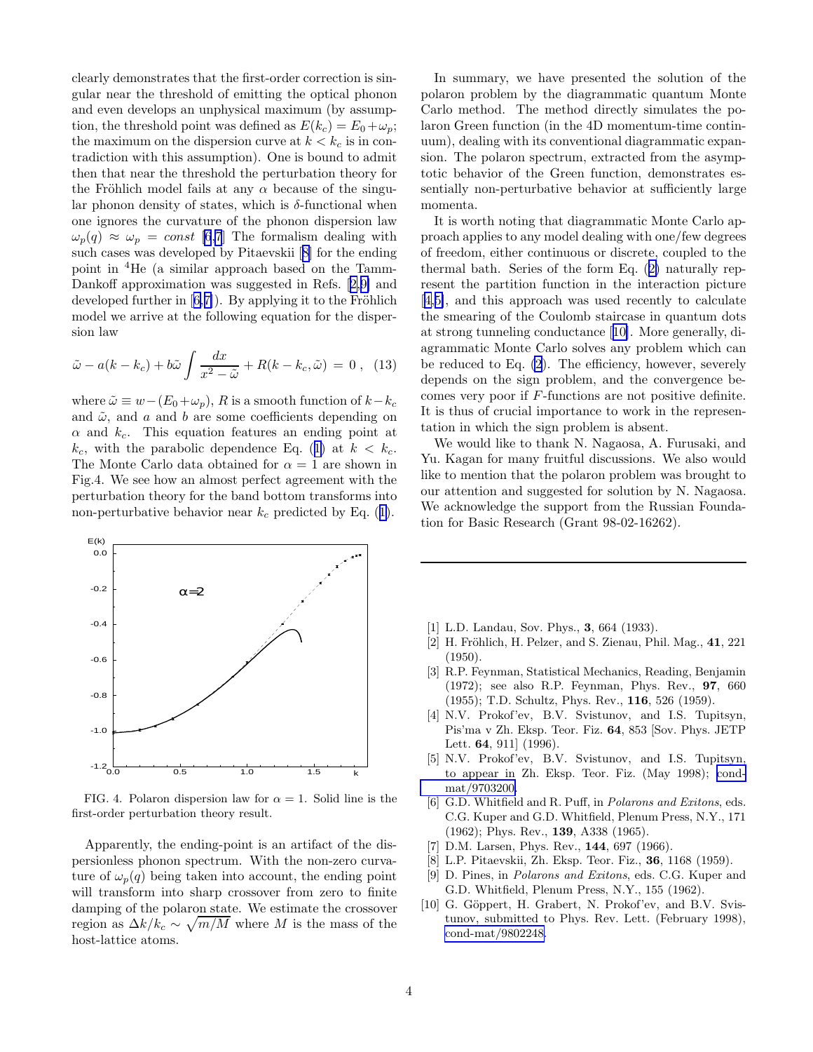clearly demonstrates that the first-order correction is singular near the threshold of emitting the optical phonon and even develops an unphysical maximum (by assumption, the threshold point was defined as $E(k_c) = E_0 + \omega_p$; the maximum on the dispersion curve at $k < k_c$ is in contradiction with this assumption). One is bound to admit then that near the threshold the perturbation theory for the Fröhlich model fails at any $\alpha$ because of the singular phonon density of states, which is $\delta$-functional when one ignores the curvature of the phonon dispersion law $\omega_p(q) \approx \omega_p = const$ [6,7] The formalism dealing with such cases was developed by Pitaevskii [8] for the ending point in $^4$He (a similar approach based on the Tamm-Dankoff approximation was suggested in Refs. [2,9] and developed further in [6,7]). By applying it to the Fröhlich model we arrive at the following equation for the dispersion law

$$\tilde{\omega} - a(k - k_c) + b\tilde{\omega} \int \frac{dx}{x^2 - \tilde{\omega}} + R(k - k_c, \tilde{\omega}) = 0 \; , \quad (13)$$

where $\tilde{\omega} \equiv w - (E_0 + \omega_p)$, $R$ is a smooth function of $k - k_c$ and $\tilde{\omega}$, and $a$ and $b$ are some coefficients depending on $\alpha$ and $k_c$. This equation features an ending point at $k_c$, with the parabolic dependence Eq. (1) at $k < k_c$. The Monte Carlo data obtained for $\alpha = 1$ are shown in Fig.4. We see how an almost perfect agreement with the perturbation theory for the band bottom transforms into non-perturbative behavior near $k_c$ predicted by Eq. (1).

E(k)
0.0
-0.2
-0.4
-0.6
-0.8
-1.0
-1.2
0.0
0.5
1.0
1.5
k
α=2

FIG. 4. Polaron dispersion law for $\alpha = 1$. Solid line is the first-order perturbation theory result.

Apparently, the ending-point is an artifact of the dispersionless phonon spectrum. With the non-zero curvature of $\omega_p(q)$ being taken into account, the ending point will transform into sharp crossover from zero to finite damping of the polaron state. We estimate the crossover region as $\Delta k / k_c \sim \sqrt{m/M}$ where $M$ is the mass of the host-lattice atoms.

In summary, we have presented the solution of the polaron problem by the diagrammatic quantum Monte Carlo method. The method directly simulates the polaron Green function (in the 4D momentum-time continuum), dealing with its conventional diagrammatic expansion. The polaron spectrum, extracted from the asymptotic behavior of the Green function, demonstrates essentially non-perturbative behavior at sufficiently large momenta.

It is worth noting that diagrammatic Monte Carlo approach applies to any model dealing with one/few degrees of freedom, either continuous or discrete, coupled to the thermal bath. Series of the form Eq. (2) naturally represent the partition function in the interaction picture [4,5], and this approach was used recently to calculate the smearing of the Coulomb staircase in quantum dots at strong tunneling conductance [10]. More generally, diagrammatic Monte Carlo solves any problem which can be reduced to Eq. (2). The efficiency, however, severely depends on the sign problem, and the convergence becomes very poor if $F$-functions are not positive definite. It is thus of crucial importance to work in the representation in which the sign problem is absent.

We would like to thank N. Nagaosa, A. Furusaki, and Yu. Kagan for many fruitful discussions. We also would like to mention that the polaron problem was brought to our attention and suggested for solution by N. Nagaosa. We acknowledge the support from the Russian Foundation for Basic Research (Grant 98-02-16262).

---

[1] L.D. Landau, Sov. Phys., **3**, 664 (1933).

[2] H. Fröhlich, H. Pelzer, and S. Zienau, Phil. Mag., **41**, 221 (1950).

[3] R.P. Feynman, Statistical Mechanics, Reading, Benjamin (1972); see also R.P. Feynman, Phys. Rev., **97**, 660 (1955); T.D. Schultz, Phys. Rev., **116**, 526 (1959).

[4] N.V. Prokof'ev, B.V. Svistunov, and I.S. Tupitsyn, Pis'ma v Zh. Eksp. Teor. Fiz. **64**, 853 [Sov. Phys. JETP Lett. **64**, 911] (1996).

[5] N.V. Prokof'ev, B.V. Svistunov, and I.S. Tupitsyn, to appear in Zh. Eksp. Teor. Fiz. (May 1998); cond-mat/9703200.

[6] G.D. Whitfield and R. Puff, in *Polarons and Exitons*, eds. C.G. Kuper and G.D. Whitfield, Plenum Press, N.Y., 171 (1962); Phys. Rev., **139**, A338 (1965).

[7] D.M. Larsen, Phys. Rev., **144**, 697 (1966).

[8] L.P. Pitaevskii, Zh. Eksp. Teor. Fiz., **36**, 1168 (1959).

[9] D. Pines, in *Polarons and Exitons*, eds. C.G. Kuper and G.D. Whitfield, Plenum Press, N.Y., 155 (1962).

[10] G. Göppert, H. Grabert, N. Prokof'ev, and B.V. Svistunov, submitted to Phys. Rev. Lett. (February 1998), cond-mat/9802248.